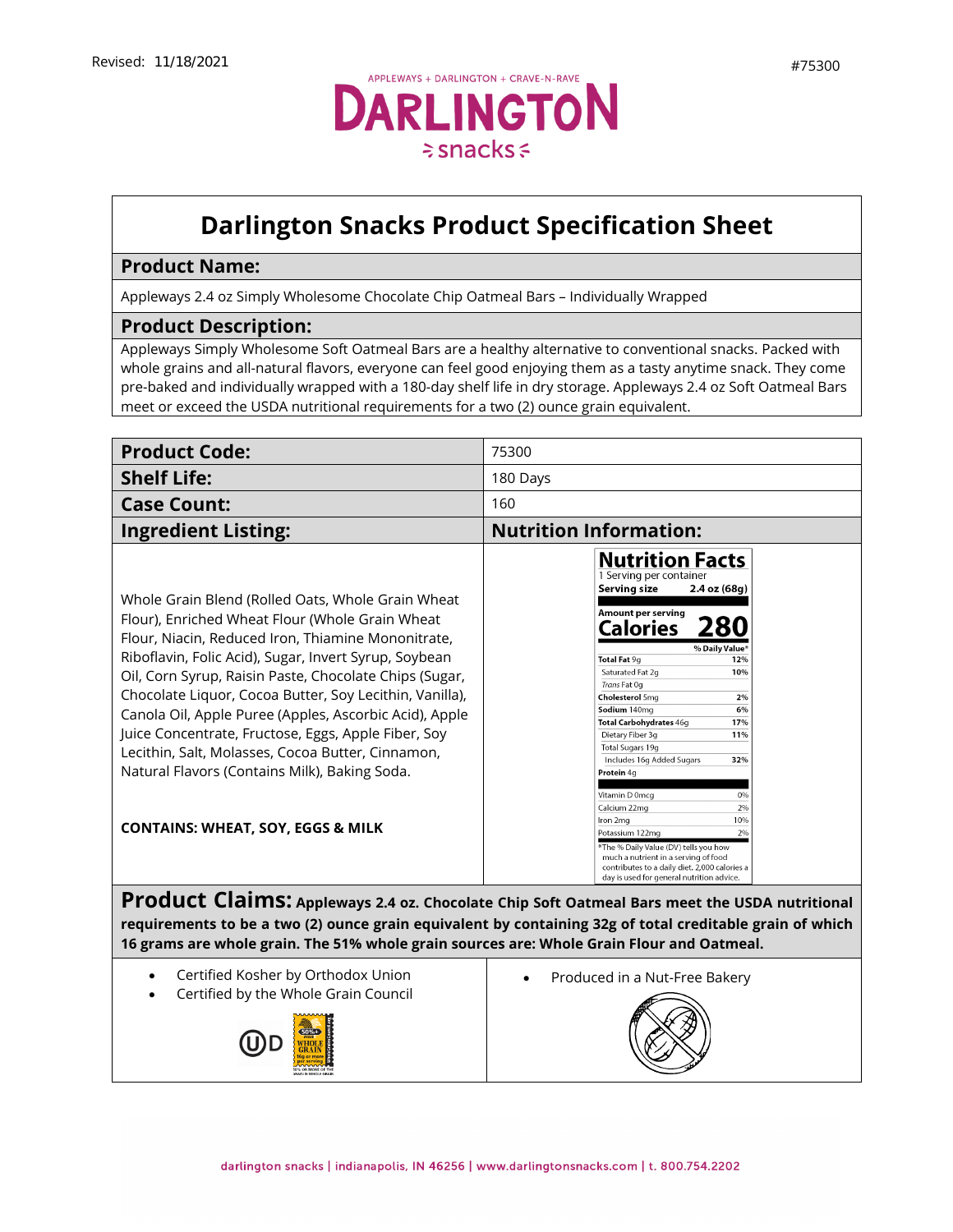Revised: 11/18/2021

#75300

APPLEWAYS + DARLINGTON + CRAVE-N-RAVE

DARLINGTON snacks

# Darlington Snacks Product Specification Sheet

## Product Name:

Appleways 2.4 oz Simply Wholesome Chocolate Chip Oatmeal Bars – Individually Wrapped

## Product Description:

Appleways Simply Wholesome Soft Oatmeal Bars are a healthy alternative to conventional snacks. Packed with whole grains and all-natural flavors, everyone can feel good enjoying them as a tasty anytime snack. They come pre-baked and individually wrapped with a 180-day shelf life in dry storage. Appleways 2.4 oz Soft Oatmeal Bars meet or exceed the USDA nutritional requirements for a two (2) ounce grain equivalent.

| | |
|---|---|
| **Product Code:** | 75300 |
| **Shelf Life:** | 180 Days |
| **Case Count:** | 160 |

## Ingredient Listing:

Whole Grain Blend (Rolled Oats, Whole Grain Wheat Flour), Enriched Wheat Flour (Whole Grain Wheat Flour, Niacin, Reduced Iron, Thiamine Mononitrate, Riboflavin, Folic Acid), Sugar, Invert Syrup, Soybean Oil, Corn Syrup, Raisin Paste, Chocolate Chips (Sugar, Chocolate Liquor, Cocoa Butter, Soy Lecithin, Vanilla), Canola Oil, Apple Puree (Apples, Ascorbic Acid), Apple Juice Concentrate, Fructose, Eggs, Apple Fiber, Soy Lecithin, Salt, Molasses, Cocoa Butter, Cinnamon, Natural Flavors (Contains Milk), Baking Soda.

**CONTAINS: WHEAT, SOY, EGGS & MILK**

## Nutrition Information:

**Nutrition Facts**

1 Serving per container

**Serving size 2.4 oz (68g)**

Amount per serving

**Calories 280**

| | % Daily Value* |
|---|---|
| **Total Fat** 9g | 12% |
| Saturated Fat 2g | 10% |
| *Trans* Fat 0g | |
| **Cholesterol** 5mg | 2% |
| **Sodium** 140mg | 6% |
| **Total Carbohydrates** 46g | 17% |
| Dietary Fiber 3g | 11% |
| Total Sugars 19g | |
| Includes 16g Added Sugars | 32% |
| **Protein** 4g | |
| Vitamin D 0mcg | 0% |
| Calcium 22mg | 2% |
| Iron 2mg | 10% |
| Potassium 122mg | 2% |

*The % Daily Value (DV) tells you how much a nutrient in a serving of food contributes to a daily diet. 2,000 calories a day is used for general nutrition advice.

## Product Claims:

**Appleways 2.4 oz. Chocolate Chip Soft Oatmeal Bars meet the USDA nutritional requirements to be a two (2) ounce grain equivalent by containing 32g of total creditable grain of which 16 grams are whole grain. The 51% whole grain sources are: Whole Grain Flour and Oatmeal.**

- Certified Kosher by Orthodox Union
- Certified by the Whole Grain Council
- Produced in a Nut-Free Bakery

darlington snacks | indianapolis, IN 46256 | www.darlingtonsnacks.com | t. 800.754.2202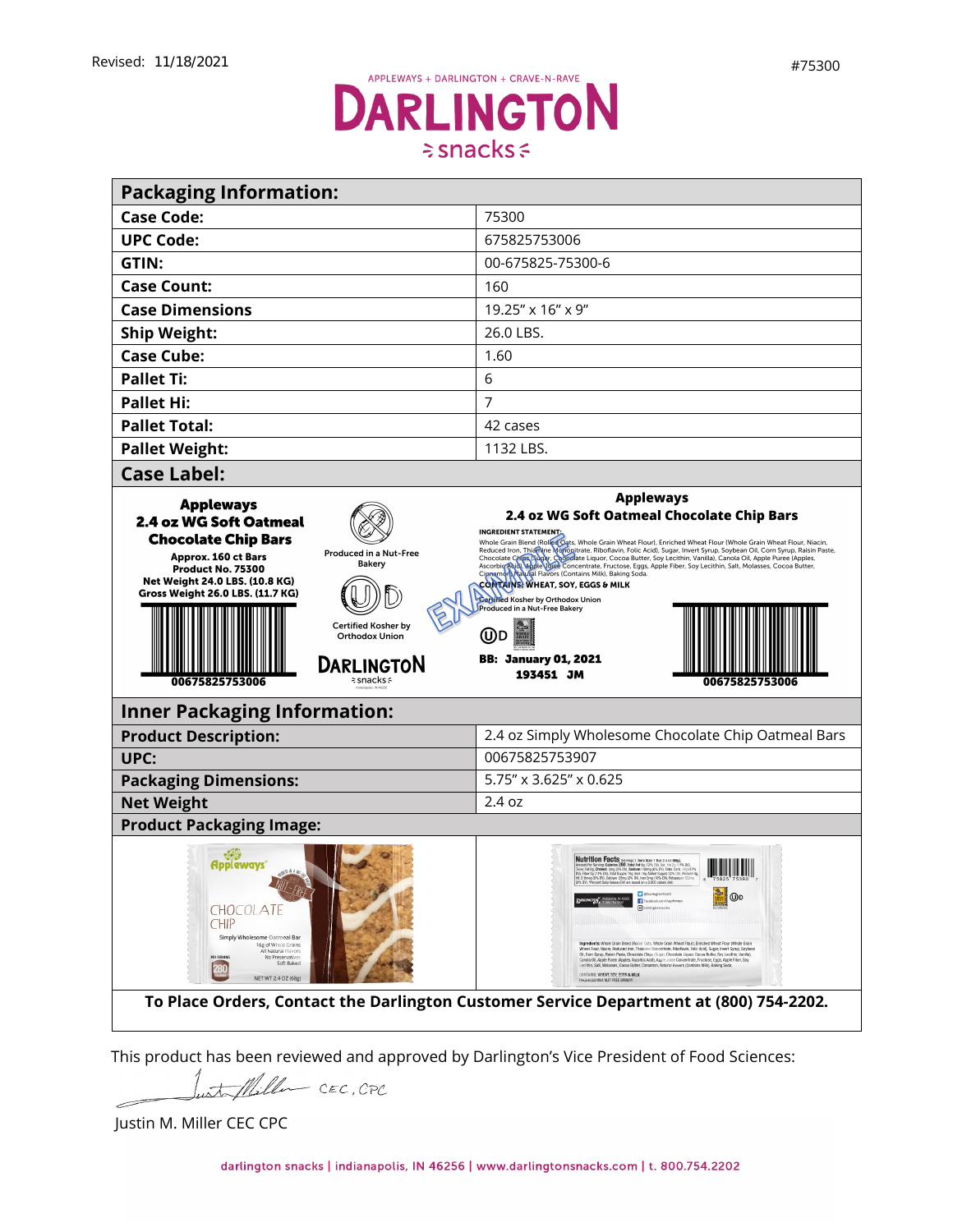Revised: 11/18/2021

#75300

APPLEWAYS + DARLINGTON + CRAVE-N-RAVE

# DARLINGTON snacks

| Packaging Information: | |
|---|---|
| **Case Code:** | 75300 |
| **UPC Code:** | 675825753006 |
| **GTIN:** | 00-675825-75300-6 |
| **Case Count:** | 160 |
| **Case Dimensions** | 19.25" x 16" x 9" |
| **Ship Weight:** | 26.0 LBS. |
| **Case Cube:** | 1.60 |
| **Pallet Ti:** | 6 |
| **Pallet Hi:** | 7 |
| **Pallet Total:** | 42 cases |
| **Pallet Weight:** | 1132 LBS. |

## Case Label:

**Appleways**
**2.4 oz WG Soft Oatmeal Chocolate Chip Bars**
**Approx. 160 ct Bars**
**Product No. 75300**
**Net Weight 24.0 LBS. (10.8 KG)**
**Gross Weight 26.0 LBS. (11.7 KG)**

00675825753006

Produced in a Nut-Free Bakery

Certified Kosher by Orthodox Union

DARLINGTON snacks

**Appleways**
**2.4 oz WG Soft Oatmeal Chocolate Chip Bars**

**INGREDIENT STATEMENT:** Whole Grain Blend (Rolled Oats, Whole Grain Wheat Flour), Enriched Wheat Flour (Whole Grain Wheat Flour, Niacin, Reduced Iron, Thiamine Mononitrate, Riboflavin, Folic Acid), Sugar, Invert Syrup, Soybean Oil, Corn Syrup, Raisin Paste, Chocolate Chips (Sugar, Chocolate Liquor, Cocoa Butter, Soy Lecithin, Vanilla), Canola Oil, Apple Puree (Apples, Ascorbic Acid), Apple Juice Concentrate, Fructose, Eggs, Apple Fiber, Soy Lecithin, Salt, Molasses, Cocoa Butter, Cinnamon, Natural Flavors (Contains Milk), Baking Soda.

**CONTAINS: WHEAT, SOY, EGGS & MILK**

Certified Kosher by Orthodox Union
Produced in a Nut-Free Bakery

EXAMPLE

**BB: January 01, 2021**
**193451 JM**

00675825753006

| Inner Packaging Information: | |
|---|---|
| **Product Description:** | 2.4 oz Simply Wholesome Chocolate Chip Oatmeal Bars |
| **UPC:** | 00675825753907 |
| **Packaging Dimensions:** | 5.75" x 3.625" x 0.625 |
| **Net Weight** | 2.4 oz |

**Product Packaging Image:**

**To Place Orders, Contact the Darlington Customer Service Department at (800) 754-2202.**

This product has been reviewed and approved by Darlington's Vice President of Food Sciences:

CEC, CPC

Justin M. Miller CEC CPC

darlington snacks | indianapolis, IN 46256 | www.darlingtonsnacks.com | t. 800.754.2202